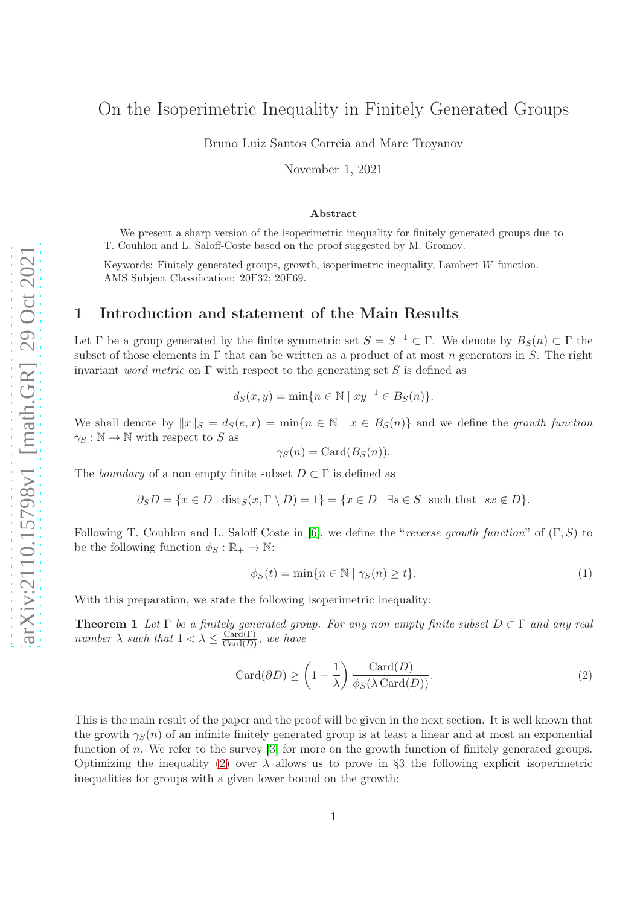# On the Isoperimetric Inequality in Finitely Generated Groups

Bruno Luiz Santos Correia and Marc Troyanov

November 1, 2021

### Abstract

We present a sharp version of the isoperimetric inequality for finitely generated groups due to T. Couhlon and L. Saloff-Coste based on the proof suggested by M. Gromov.

Keywords: Finitely generated groups, growth, isoperimetric inequality, Lambert $W$ function.
AMS Subject Classification: 20F32; 20F69.

## 1 Introduction and statement of the Main Results

Let $\Gamma$ be a group generated by the finite symmetric set $S = S^{-1} \subset \Gamma$. We denote by $B_S(n) \subset \Gamma$ the subset of those elements in $\Gamma$ that can be written as a product of at most $n$ generators in $S$. The right invariant *word metric* on $\Gamma$ with respect to the generating set $S$ is defined as

$$d_S(x, y) = \min\{n \in \mathbb{N} \mid xy^{-1} \in B_S(n)\}.$$

We shall denote by $\|x\|_S = d_S(e, x) = \min\{n \in \mathbb{N} \mid x \in B_S(n)\}$ and we define the *growth function* $\gamma_S : \mathbb{N} \to \mathbb{N}$ with respect to $S$ as

$$\gamma_S(n) = \mathrm{Card}(B_S(n)).$$

The *boundary* of a non empty finite subset $D \subset \Gamma$ is defined as

$$\partial_S D = \{x \in D \mid \mathrm{dist}_S(x, \Gamma \setminus D) = 1\} = \{x \in D \mid \exists s \in S \text{ such that } sx \notin D\}.$$

Following T. Couhlon and L. Saloff Coste in [6], we define the "*reverse growth function*" of $(\Gamma, S)$ to be the following function $\phi_S : \mathbb{R}_+ \to \mathbb{N}$:

$$\phi_S(t) = \min\{n \in \mathbb{N} \mid \gamma_S(n) \geq t\}. \tag{1}$$

With this preparation, we state the following isoperimetric inequality:

**Theorem 1** *Let $\Gamma$ be a finitely generated group. For any non empty finite subset $D \subset \Gamma$ and any real number $\lambda$ such that $1 < \lambda \leq \frac{\mathrm{Card}(\Gamma)}{\mathrm{Card}(D)}$, we have*

$$\mathrm{Card}(\partial D) \geq \left(1 - \frac{1}{\lambda}\right) \frac{\mathrm{Card}(D)}{\phi_S(\lambda\, \mathrm{Card}(D))}. \tag{2}$$

This is the main result of the paper and the proof will be given in the next section. It is well known that the growth $\gamma_S(n)$ of an infinite finitely generated group is at least a linear and at most an exponential function of $n$. We refer to the survey [3] for more on the growth function of finitely generated groups. Optimizing the inequality (2) over $\lambda$ allows us to prove in §3 the following explicit isoperimetric inequalities for groups with a given lower bound on the growth: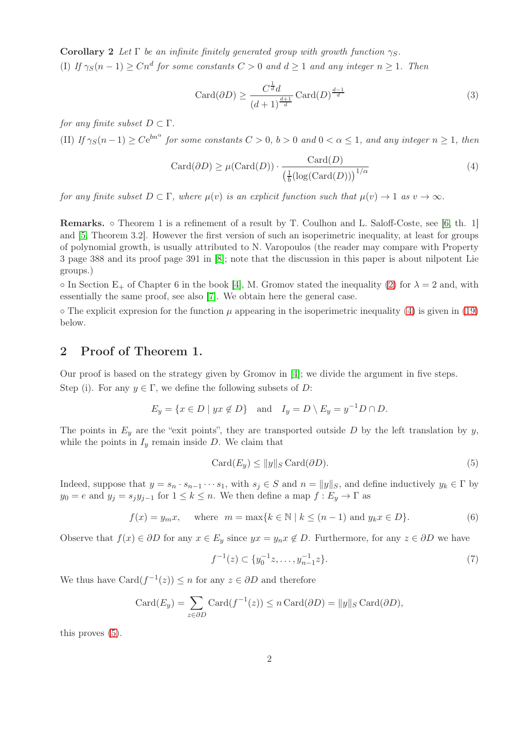**Corollary 2** *Let $\Gamma$ be an infinite finitely generated group with growth function $\gamma_S$.*
(I) *If $\gamma_S(n-1) \geq Cn^d$ for some constants $C > 0$ and $d \geq 1$ and any integer $n \geq 1$. Then*

$$\operatorname{Card}(\partial D) \geq \frac{C^{\frac{1}{d}} d}{(d+1)^{\frac{d+1}{d}}} \operatorname{Card}(D)^{\frac{d-1}{d}} \tag{3}$$

*for any finite subset $D \subset \Gamma$.*

(II) *If $\gamma_S(n-1) \geq C\mathrm{e}^{bn^\alpha}$ for some constants $C > 0$, $b > 0$ and $0 < \alpha \leq 1$, and any integer $n \geq 1$, then*

$$\operatorname{Card}(\partial D) \geq \mu(\operatorname{Card}(D)) \cdot \frac{\operatorname{Card}(D)}{\left(\frac{1}{b}(\log(\operatorname{Card}(D))\right)^{1/\alpha}} \tag{4}$$

*for any finite subset $D \subset \Gamma$, where $\mu(v)$ is an explicit function such that $\mu(v) \to 1$ as $v \to \infty$.*

**Remarks.** ◦ Theorem 1 is a refinement of a result by T. Coulhon and L. Saloff-Coste, see [6, th. 1] and [5, Theorem 3.2]. However the first version of such an isoperimetric inequality, at least for groups of polynomial growth, is usually attributed to N. Varopoulos (the reader may compare with Property 3 page 388 and its proof page 391 in [8]; note that the discussion in this paper is about nilpotent Lie groups.)

◦ In Section $\mathrm{E}_+$ of Chapter 6 in the book [4], M. Gromov stated the inequality (2) for $\lambda = 2$ and, with essentially the same proof, see also [7]. We obtain here the general case.

◦ The explicit expresion for the function $\mu$ appearing in the isoperimetric inequality (4) is given in (19) below.

## 2 Proof of Theorem 1.

Our proof is based on the strategy given by Gromov in [4]; we divide the argument in five steps.

Step (i). For any $y \in \Gamma$, we define the following subsets of $D$:

$$E_y = \{x \in D \mid yx \notin D\} \quad \text{and} \quad I_y = D \setminus E_y = y^{-1}D \cap D.$$

The points in $E_y$ are the "exit points", they are transported outside $D$ by the left translation by $y$, while the points in $I_y$ remain inside $D$. We claim that

$$\operatorname{Card}(E_y) \leq \|y\|_S \operatorname{Card}(\partial D). \tag{5}$$

Indeed, suppose that $y = s_n \cdot s_{n-1} \cdots s_1$, with $s_j \in S$ and $n = \|y\|_S$, and define inductively $y_k \in \Gamma$ by $y_0 = e$ and $y_j = s_j y_{j-1}$ for $1 \leq k \leq n$. We then define a map $f : E_y \to \Gamma$ as

$$f(x) = y_m x, \quad \text{where } \ m = \max\{k \in \mathbb{N} \mid k \leq (n-1) \text{ and } y_k x \in D\}. \tag{6}$$

Observe that $f(x) \in \partial D$ for any $x \in E_y$ since $yx = y_n x \notin D$. Furthermore, for any $z \in \partial D$ we have

$$f^{-1}(z) \subset \{y_0^{-1}z, \ldots, y_{n-1}^{-1}z\}. \tag{7}$$

We thus have $\operatorname{Card}(f^{-1}(z)) \leq n$ for any $z \in \partial D$ and therefore

$$\operatorname{Card}(E_y) = \sum_{z \in \partial D} \operatorname{Card}(f^{-1}(z)) \leq n \operatorname{Card}(\partial D) = \|y\|_S \operatorname{Card}(\partial D),$$

this proves (5).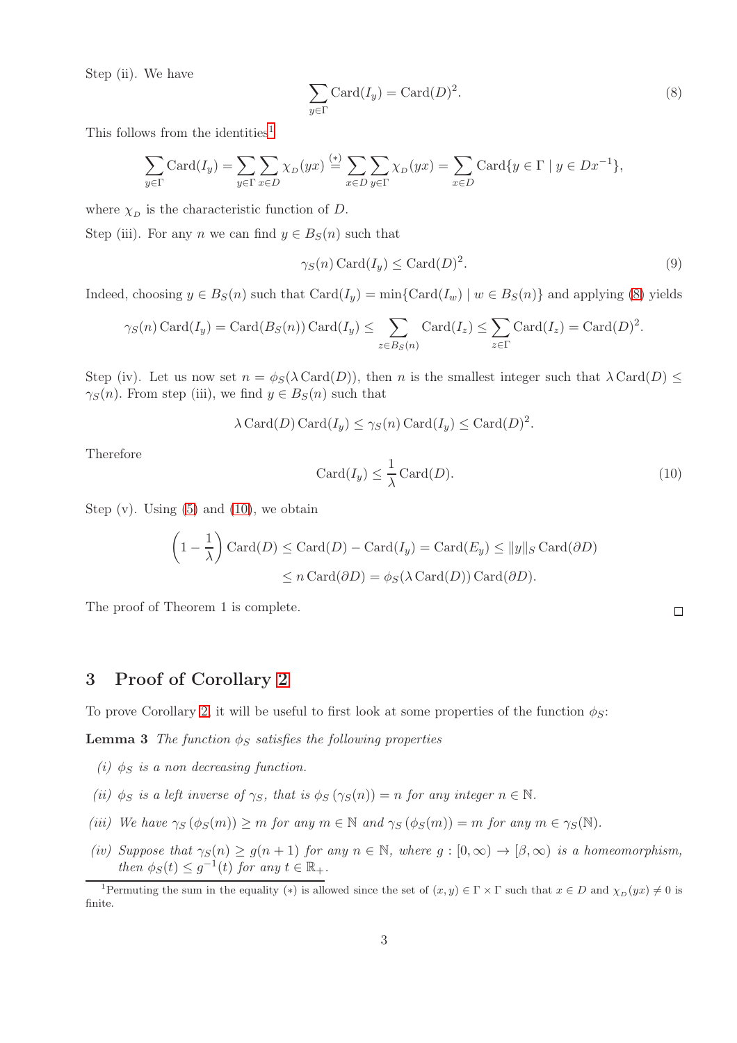Step (ii). We have

$$\sum_{y\in\Gamma} \operatorname{Card}(I_y) = \operatorname{Card}(D)^2. \tag{8}$$

This follows from the identities[1]

$$\sum_{y\in\Gamma} \operatorname{Card}(I_y) = \sum_{y\in\Gamma}\sum_{x\in D} \chi_D(yx) \overset{(*)}{=} \sum_{x\in D}\sum_{y\in\Gamma} \chi_D(yx) = \sum_{x\in D} \operatorname{Card}\{y\in\Gamma \mid y \in Dx^{-1}\},$$

where $\chi_D$ is the characteristic function of $D$.

Step (iii). For any $n$ we can find $y \in B_S(n)$ such that

$$\gamma_S(n)\operatorname{Card}(I_y) \le \operatorname{Card}(D)^2. \tag{9}$$

Indeed, choosing $y \in B_S(n)$ such that $\operatorname{Card}(I_y) = \min\{\operatorname{Card}(I_w) \mid w \in B_S(n)\}$ and applying (8) yields

$$\gamma_S(n)\operatorname{Card}(I_y) = \operatorname{Card}(B_S(n))\operatorname{Card}(I_y) \le \sum_{z\in B_S(n)} \operatorname{Card}(I_z) \le \sum_{z\in\Gamma}\operatorname{Card}(I_z) = \operatorname{Card}(D)^2.$$

Step (iv). Let us now set $n = \phi_S(\lambda \operatorname{Card}(D))$, then $n$ is the smallest integer such that $\lambda \operatorname{Card}(D) \le \gamma_S(n)$. From step (iii), we find $y \in B_S(n)$ such that

$$\lambda \operatorname{Card}(D)\operatorname{Card}(I_y) \le \gamma_S(n)\operatorname{Card}(I_y) \le \operatorname{Card}(D)^2.$$

Therefore

$$\operatorname{Card}(I_y) \le \frac{1}{\lambda}\operatorname{Card}(D). \tag{10}$$

Step (v). Using (5) and (10), we obtain

$$\begin{aligned}\left(1-\frac{1}{\lambda}\right)\operatorname{Card}(D) &\le \operatorname{Card}(D) - \operatorname{Card}(I_y) = \operatorname{Card}(E_y) \le \|y\|_S \operatorname{Card}(\partial D)\\ &\le n \operatorname{Card}(\partial D) = \phi_S(\lambda\operatorname{Card}(D))\operatorname{Card}(\partial D).\end{aligned}$$

The proof of Theorem 1 is complete. □

## 3 Proof of Corollary 2

To prove Corollary 2, it will be useful to first look at some properties of the function $\phi_S$:

**Lemma 3** *The function $\phi_S$ satisfies the following properties*

*(i) $\phi_S$ is a non decreasing function.*

*(ii) $\phi_S$ is a left inverse of $\gamma_S$, that is $\phi_S(\gamma_S(n)) = n$ for any integer $n \in \mathbb{N}$.*

*(iii) We have $\gamma_S(\phi_S(m)) \ge m$ for any $m \in \mathbb{N}$ and $\gamma_S(\phi_S(m)) = m$ for any $m \in \gamma_S(\mathbb{N})$.*

*(iv) Suppose that $\gamma_S(n) \ge g(n+1)$ for any $n \in \mathbb{N}$, where $g : [0,\infty) \to [\beta,\infty)$ is a homeomorphism, then $\phi_S(t) \le g^{-1}(t)$ for any $t \in \mathbb{R}_+$.*

[1] Permuting the sum in the equality $(*)$ is allowed since the set of $(x, y) \in \Gamma\times\Gamma$ such that $x \in D$ and $\chi_D(yx) \ne 0$ is finite.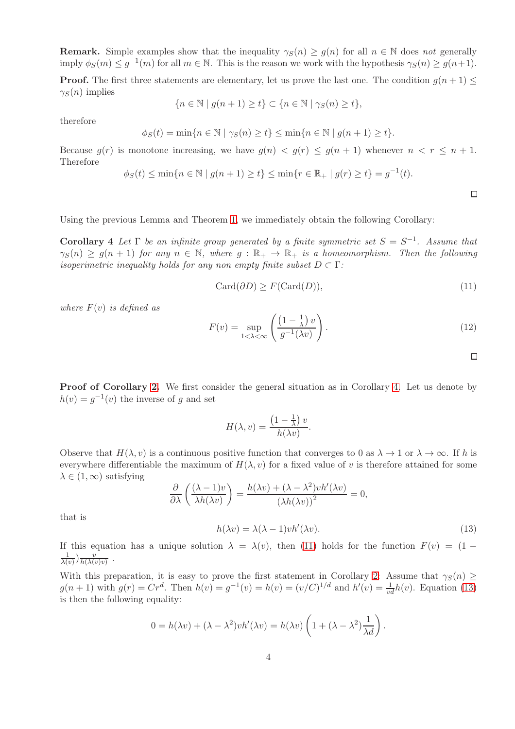**Remark.** Simple examples show that the inequality $\gamma_S(n) \geq g(n)$ for all $n \in \mathbb{N}$ does *not* generally imply $\phi_S(m) \leq g^{-1}(m)$ for all $m \in \mathbb{N}$. This is the reason we work with the hypothesis $\gamma_S(n) \geq g(n+1)$.

**Proof.** The first three statements are elementary, let us prove the last one. The condition $g(n+1) \leq \gamma_S(n)$ implies

$$\{n \in \mathbb{N} \mid g(n+1) \geq t\} \subset \{n \in \mathbb{N} \mid \gamma_S(n) \geq t\},$$

therefore

$$\phi_S(t) = \min\{n \in \mathbb{N} \mid \gamma_S(n) \geq t\} \leq \min\{n \in \mathbb{N} \mid g(n+1) \geq t\}.$$

Because $g(r)$ is monotone increasing, we have $g(n) < g(r) \leq g(n+1)$ whenever $n < r \leq n+1$. Therefore

$$\phi_S(t) \leq \min\{n \in \mathbb{N} \mid g(n+1) \geq t\} \leq \min\{r \in \mathbb{R}_+ \mid g(r) \geq t\} = g^{-1}(t).$$

□

Using the previous Lemma and Theorem 1, we immediately obtain the following Corollary:

**Corollary 4** *Let $\Gamma$ be an infinite group generated by a finite symmetric set $S = S^{-1}$. Assume that $\gamma_S(n) \geq g(n+1)$ for any $n \in \mathbb{N}$, where $g : \mathbb{R}_+ \to \mathbb{R}_+$ is a homeomorphism. Then the following isoperimetric inequality holds for any non empty finite subset $D \subset \Gamma$:*

$$\mathrm{Card}(\partial D) \geq F(\mathrm{Card}(D)), \tag{11}$$

*where $F(v)$ is defined as*

$$F(v) = \sup_{1<\lambda<\infty} \left( \frac{\left(1 - \frac{1}{\lambda}\right) v}{g^{-1}(\lambda v)} \right). \tag{12}$$

□

**Proof of Corollary 2.** We first consider the general situation as in Corollary 4. Let us denote by $h(v) = g^{-1}(v)$ the inverse of $g$ and set

$$H(\lambda, v) = \frac{\left(1 - \frac{1}{\lambda}\right) v}{h(\lambda v)}.$$

Observe that $H(\lambda, v)$ is a continuous positive function that converges to 0 as $\lambda \to 1$ or $\lambda \to \infty$. If $h$ is everywhere differentiable the maximum of $H(\lambda, v)$ for a fixed value of $v$ is therefore attained for some $\lambda \in (1, \infty)$ satisfying

$$\frac{\partial}{\partial \lambda} \left( \frac{(\lambda - 1)v}{\lambda h(\lambda v)} \right) = \frac{h(\lambda v) + (\lambda - \lambda^2) v h'(\lambda v)}{(\lambda h(\lambda v))^2} = 0,$$

that is

$$h(\lambda v) = \lambda(\lambda - 1) v h'(\lambda v). \tag{13}$$

If this equation has a unique solution $\lambda = \lambda(v)$, then (11) holds for the function $F(v) = (1 - \frac{1}{\lambda(v)}) \frac{v}{h(\lambda(v) v)}$.

With this preparation, it is easy to prove the first statement in Corollary 2. Assume that $\gamma_S(n) \geq g(n+1)$ with $g(r) = Cr^d$. Then $h(v) = g^{-1}(v) = h(v) = (v/C)^{1/d}$ and $h'(v) = \frac{1}{vd} h(v)$. Equation (13) is then the following equality:

$$0 = h(\lambda v) + (\lambda - \lambda^2) v h'(\lambda v) = h(\lambda v) \left(1 + (\lambda - \lambda^2) \frac{1}{\lambda d}\right).$$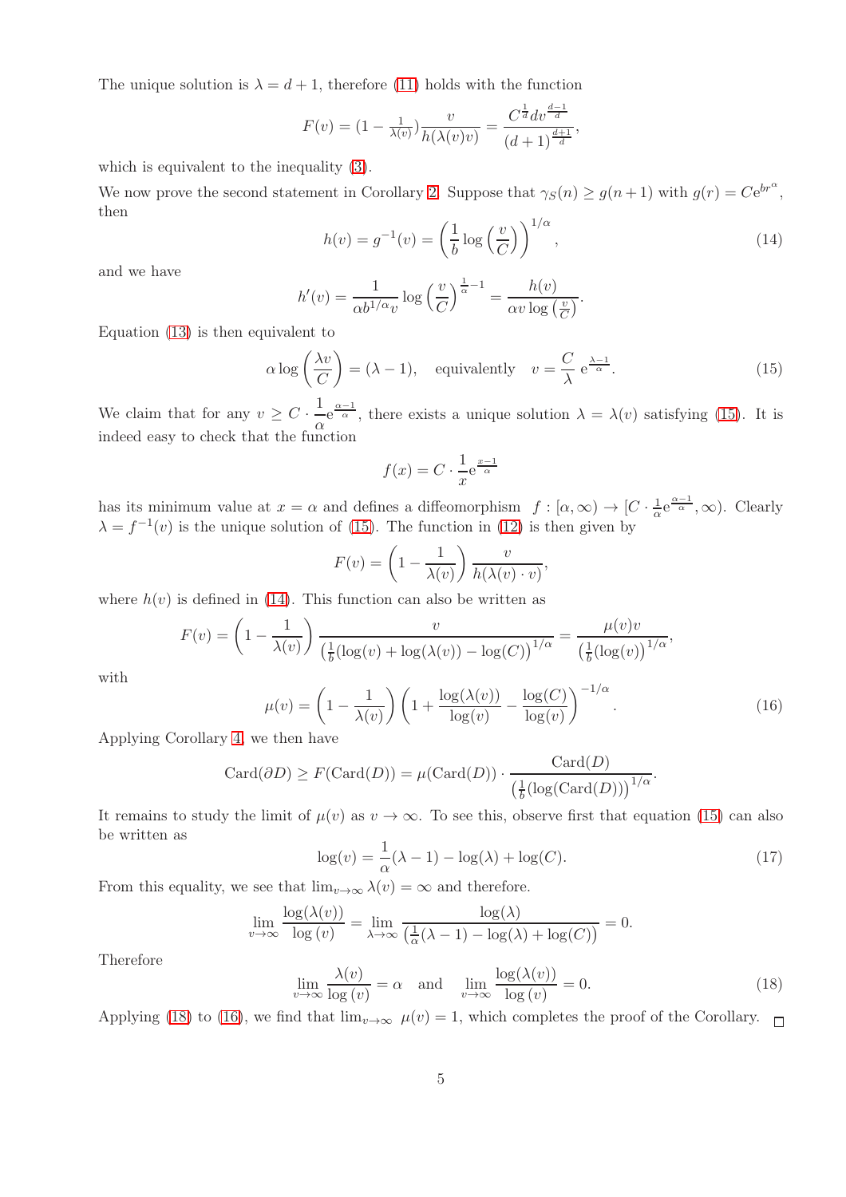The unique solution is $\lambda = d+1$, therefore (11) holds with the function

$$F(v) = (1 - \tfrac{1}{\lambda(v)})\frac{v}{h(\lambda(v)v)} = \frac{C^{\frac{1}{d}} d v^{\frac{d-1}{d}}}{(d+1)^{\frac{d+1}{d}}},$$

which is equivalent to the inequality (3).

We now prove the second statement in Corollary 2. Suppose that $\gamma_S(n) \geq g(n+1)$ with $g(r) = C\mathrm{e}^{br^{\alpha}}$, then

$$h(v) = g^{-1}(v) = \left(\frac{1}{b}\log\left(\frac{v}{C}\right)\right)^{1/\alpha}, \tag{14}$$

and we have

$$h'(v) = \frac{1}{\alpha b^{1/\alpha} v}\log\left(\frac{v}{C}\right)^{\frac{1}{\alpha}-1} = \frac{h(v)}{\alpha v \log\left(\frac{v}{C}\right)}.$$

Equation (13) is then equivalent to

$$\alpha \log\left(\frac{\lambda v}{C}\right) = (\lambda - 1), \quad \text{equivalently} \quad v = \frac{C}{\lambda}\,\mathrm{e}^{\frac{\lambda-1}{\alpha}}. \tag{15}$$

We claim that for any $v \geq C \cdot \dfrac{1}{\alpha}\mathrm{e}^{\frac{\alpha-1}{\alpha}}$, there exists a unique solution $\lambda = \lambda(v)$ satisfying (15). It is indeed easy to check that the function

$$f(x) = C \cdot \frac{1}{x}\mathrm{e}^{\frac{x-1}{\alpha}}$$

has its minimum value at $x = \alpha$ and defines a diffeomorphism $f : [\alpha, \infty) \to [C \cdot \frac{1}{\alpha}\mathrm{e}^{\frac{\alpha-1}{\alpha}}, \infty)$. Clearly $\lambda = f^{-1}(v)$ is the unique solution of (15). The function in (12) is then given by

$$F(v) = \left(1 - \frac{1}{\lambda(v)}\right)\frac{v}{h(\lambda(v)\cdot v)},$$

where $h(v)$ is defined in (14). This function can also be written as

$$F(v) = \left(1 - \frac{1}{\lambda(v)}\right)\frac{v}{\left(\frac{1}{b}(\log(v) + \log(\lambda(v)) - \log(C)\right)^{1/\alpha}} = \frac{\mu(v) v}{\left(\frac{1}{b}(\log(v)\right)^{1/\alpha}},$$

with

$$\mu(v) = \left(1 - \frac{1}{\lambda(v)}\right)\left(1 + \frac{\log(\lambda(v))}{\log(v)} - \frac{\log(C)}{\log(v)}\right)^{-1/\alpha}. \tag{16}$$

Applying Corollary 4, we then have

$$\mathrm{Card}(\partial D) \geq F(\mathrm{Card}(D)) = \mu(\mathrm{Card}(D)) \cdot \frac{\mathrm{Card}(D)}{\left(\frac{1}{b}(\log(\mathrm{Card}(D))\right)^{1/\alpha}}.$$

It remains to study the limit of $\mu(v)$ as $v \to \infty$. To see this, observe first that equation (15) can also be written as

$$\log(v) = \frac{1}{\alpha}(\lambda - 1) - \log(\lambda) + \log(C). \tag{17}$$

From this equality, we see that $\lim_{v\to\infty}\lambda(v) = \infty$ and therefore.

$$\lim_{v\to\infty}\frac{\log(\lambda(v))}{\log(v)} = \lim_{\lambda\to\infty}\frac{\log(\lambda)}{\left(\frac{1}{\alpha}(\lambda-1) - \log(\lambda) + \log(C)\right)} = 0.$$

Therefore

$$\lim_{v\to\infty}\frac{\lambda(v)}{\log(v)} = \alpha \quad \text{and} \quad \lim_{v\to\infty}\frac{\log(\lambda(v))}{\log(v)} = 0. \tag{18}$$

Applying (18) to (16), we find that $\lim_{v\to\infty}\ \mu(v) = 1$, which completes the proof of the Corollary. $\square$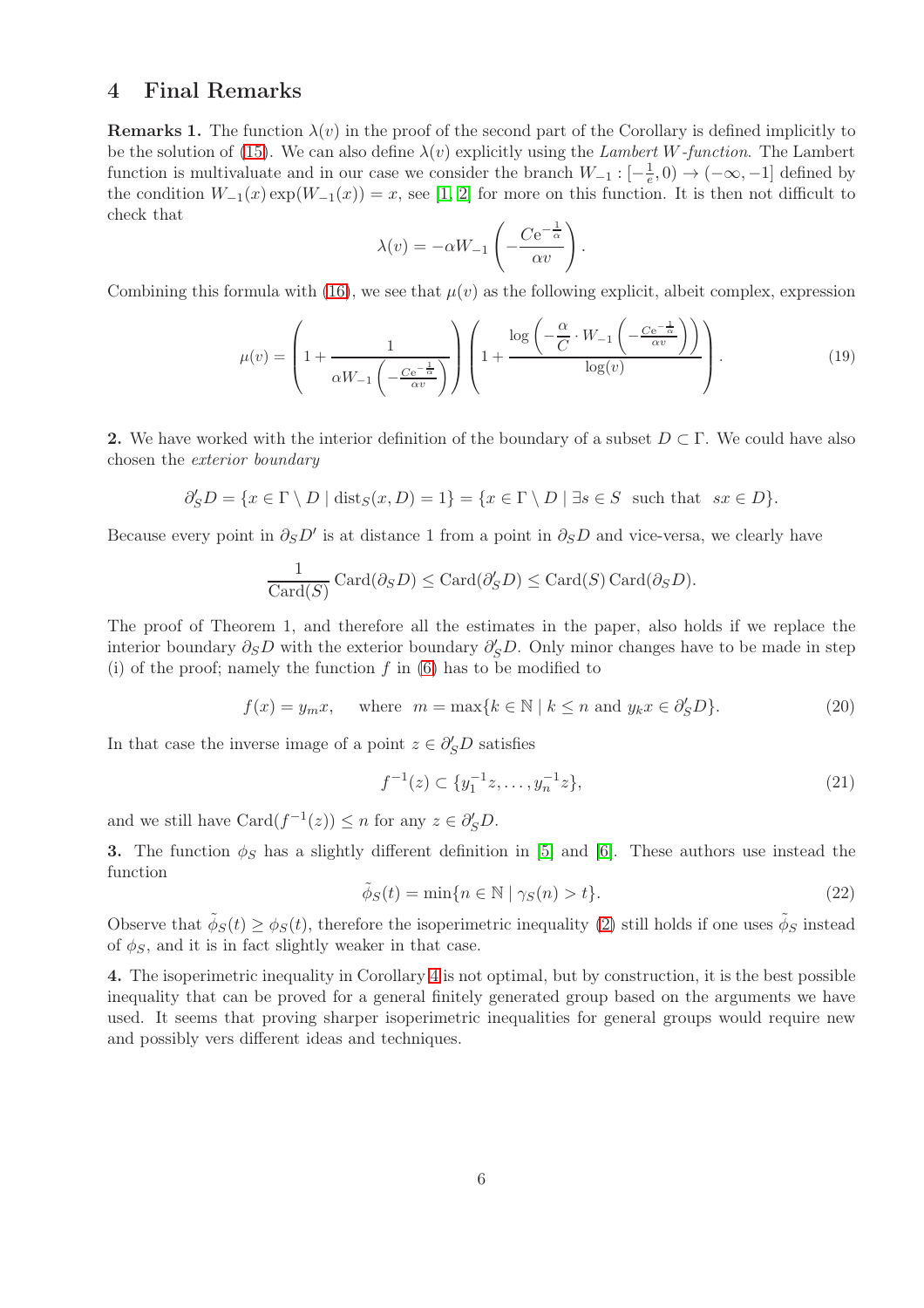## 4 Final Remarks

**Remarks 1.** The function $\lambda(v)$ in the proof of the second part of the Corollary is defined implicitly to be the solution of (15). We can also define $\lambda(v)$ explicitly using the *Lambert W-function*. The Lambert function is multivaluate and in our case we consider the branch $W_{-1} : [-\frac{1}{e}, 0) \to (-\infty, -1]$ defined by the condition $W_{-1}(x)\exp(W_{-1}(x)) = x$, see [1, 2] for more on this function. It is then not difficult to check that

$$\lambda(v) = -\alpha W_{-1}\left(-\frac{Ce^{-\frac{1}{\alpha}}}{\alpha v}\right).$$

Combining this formula with (16), we see that $\mu(v)$ as the following explicit, albeit complex, expression

$$\mu(v) = \left(1 + \frac{1}{\alpha W_{-1}\left(-\frac{Ce^{-\frac{1}{\alpha}}}{\alpha v}\right)}\right)\left(1 + \frac{\log\left(-\frac{\alpha}{C} \cdot W_{-1}\left(-\frac{Ce^{-\frac{1}{\alpha}}}{\alpha v}\right)\right)}{\log(v)}\right). \tag{19}$$

**2.** We have worked with the interior definition of the boundary of a subset $D \subset \Gamma$. We could have also chosen the *exterior boundary*

$$\partial'_S D = \{x \in \Gamma \setminus D \mid \mathrm{dist}_S(x, D) = 1\} = \{x \in \Gamma \setminus D \mid \exists s \in S \text{ such that } sx \in D\}.$$

Because every point in $\partial_S D'$ is at distance 1 from a point in $\partial_S D$ and vice-versa, we clearly have

$$\frac{1}{\mathrm{Card}(S)}\,\mathrm{Card}(\partial_S D) \leq \mathrm{Card}(\partial'_S D) \leq \mathrm{Card}(S)\,\mathrm{Card}(\partial_S D).$$

The proof of Theorem 1, and therefore all the estimates in the paper, also holds if we replace the interior boundary $\partial_S D$ with the exterior boundary $\partial'_S D$. Only minor changes have to be made in step (i) of the proof; namely the function $f$ in (6) has to be modified to

$$f(x) = y_m x, \quad \text{where } \ m = \max\{k \in \mathbb{N} \mid k \leq n \text{ and } y_k x \in \partial'_S D\}. \tag{20}$$

In that case the inverse image of a point $z \in \partial'_S D$ satisfies

$$f^{-1}(z) \subset \{y_1^{-1}z, \ldots, y_n^{-1}z\}, \tag{21}$$

and we still have $\mathrm{Card}(f^{-1}(z)) \leq n$ for any $z \in \partial'_S D$.

**3.** The function $\phi_S$ has a slightly different definition in [5] and [6]. These authors use instead the function

$$\tilde{\phi}_S(t) = \min\{n \in \mathbb{N} \mid \gamma_S(n) > t\}. \tag{22}$$

Observe that $\tilde{\phi}_S(t) \geq \phi_S(t)$, therefore the isoperimetric inequality (2) still holds if one uses $\tilde{\phi}_S$ instead of $\phi_S$, and it is in fact slightly weaker in that case.

**4.** The isoperimetric inequality in Corollary 4 is not optimal, but by construction, it is the best possible inequality that can be proved for a general finitely generated group based on the arguments we have used. It seems that proving sharper isoperimetric inequalities for general groups would require new and possibly vers different ideas and techniques.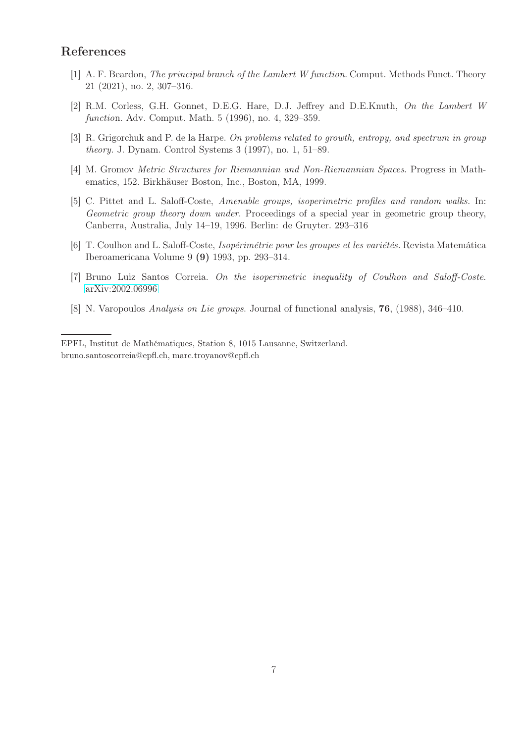## References

[1] A. F. Beardon, *The principal branch of the Lambert W function*. Comput. Methods Funct. Theory 21 (2021), no. 2, 307–316.

[2] R.M. Corless, G.H. Gonnet, D.E.G. Hare, D.J. Jeffrey and D.E.Knuth, *On the Lambert W functio*n. Adv. Comput. Math. 5 (1996), no. 4, 329–359.

[3] R. Grigorchuk and P. de la Harpe. *On problems related to growth, entropy, and spectrum in group theory*. J. Dynam. Control Systems 3 (1997), no. 1, 51–89.

[4] M. Gromov *Metric Structures for Riemannian and Non-Riemannian Spaces*. Progress in Mathematics, 152. Birkhäuser Boston, Inc., Boston, MA, 1999.

[5] C. Pittet and L. Saloff-Coste, *Amenable groups, isoperimetric profiles and random walks.* In: *Geometric group theory down under.* Proceedings of a special year in geometric group theory, Canberra, Australia, July 14–19, 1996. Berlin: de Gruyter. 293–316

[6] T. Coulhon and L. Saloff-Coste, *Isopérimétrie pour les groupes et les variétés.* Revista Matemática Iberoamericana Volume 9 **(9)** 1993, pp. 293–314.

[7] Bruno Luiz Santos Correia. *On the isoperimetric inequality of Coulhon and Saloff-Coste.* arXiv:2002.06996

[8] N. Varopoulos *Analysis on Lie groups*. Journal of functional analysis, **76**, (1988), 346–410.

---

EPFL, Institut de Mathématiques, Station 8, 1015 Lausanne, Switzerland.
bruno.santoscorreia@epfl.ch, marc.troyanov@epfl.ch